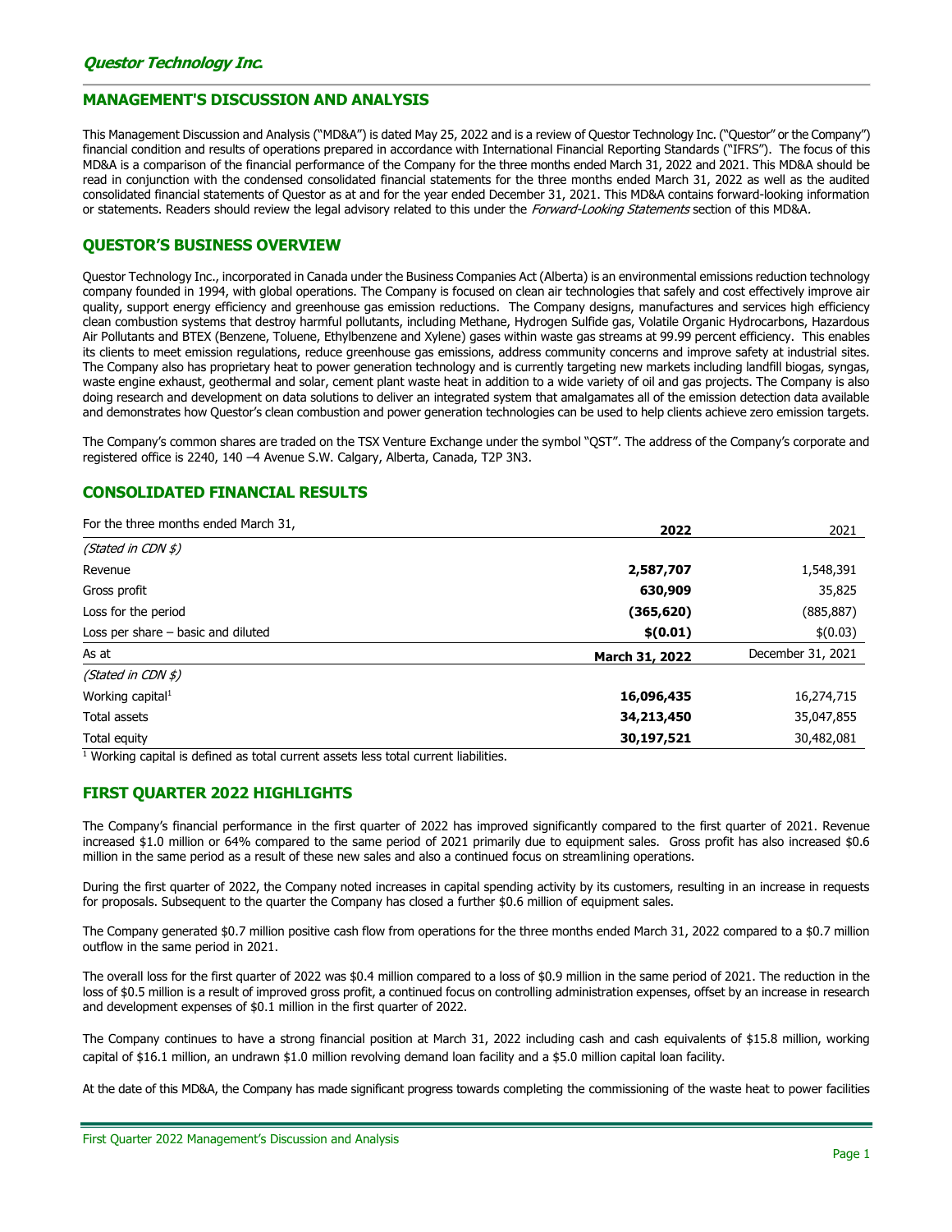**Questor Technology Inc.**

## MANAGEMENT'S DISCUSSION AND ANALYSIS

This Management Discussion and Analysis ("MD&A") is dated May 25, 2022 and is a review of Questor Technology Inc. ("Questor" or the Company") financial condition and results of operations prepared in accordance with International Financial Reporting Standards ("IFRS"). The focus of this MD&A is a comparison of the financial performance of the Company for the three months ended March 31, 2022 and 2021. This MD&A should be read in conjunction with the condensed consolidated financial statements for the three months ended March 31, 2022 as well as the audited consolidated financial statements of Questor as at and for the year ended December 31, 2021. This MD&A contains forward-looking information or statements. Readers should review the legal advisory related to this under the *Forward-Looking Statements* section of this MD&A.

## QUESTOR'S BUSINESS OVERVIEW

Questor Technology Inc., incorporated in Canada under the Business Companies Act (Alberta) is an environmental emissions reduction technology company founded in 1994, with global operations. The Company is focused on clean air technologies that safely and cost effectively improve air quality, support energy efficiency and greenhouse gas emission reductions. The Company designs, manufactures and services high efficiency clean combustion systems that destroy harmful pollutants, including Methane, Hydrogen Sulfide gas, Volatile Organic Hydrocarbons, Hazardous Air Pollutants and BTEX (Benzene, Toluene, Ethylbenzene and Xylene) gases within waste gas streams at 99.99 percent efficiency. This enables its clients to meet emission regulations, reduce greenhouse gas emissions, address community concerns and improve safety at industrial sites. The Company also has proprietary heat to power generation technology and is currently targeting new markets including landfill biogas, syngas, waste engine exhaust, geothermal and solar, cement plant waste heat in addition to a wide variety of oil and gas projects. The Company is also doing research and development on data solutions to deliver an integrated system that amalgamates all of the emission detection data available and demonstrates how Questor's clean combustion and power generation technologies can be used to help clients achieve zero emission targets.

The Company's common shares are traded on the TSX Venture Exchange under the symbol "QST". The address of the Company's corporate and registered office is 2240, 140 –4 Avenue S.W. Calgary, Alberta, Canada, T2P 3N3.

## CONSOLIDATED FINANCIAL RESULTS

| For the three months ended March 31, | **2022** | 2021 |
|---|---|---|
| *(Stated in CDN $)* | | |
| Revenue | **2,587,707** | 1,548,391 |
| Gross profit | **630,909** | 35,825 |
| Loss for the period | **(365,620)** | (885,887) |
| Loss per share – basic and diluted | **$(0.01)** | $(0.03) |
| As at | **March 31, 2022** | December 31, 2021 |
| *(Stated in CDN $)* | | |
| Working capital[1] | **16,096,435** | 16,274,715 |
| Total assets | **34,213,450** | 35,047,855 |
| Total equity | **30,197,521** | 30,482,081 |

[1] Working capital is defined as total current assets less total current liabilities.

## FIRST QUARTER 2022 HIGHLIGHTS

The Company's financial performance in the first quarter of 2022 has improved significantly compared to the first quarter of 2021. Revenue increased $1.0 million or 64% compared to the same period of 2021 primarily due to equipment sales. Gross profit has also increased $0.6 million in the same period as a result of these new sales and also a continued focus on streamlining operations.

During the first quarter of 2022, the Company noted increases in capital spending activity by its customers, resulting in an increase in requests for proposals. Subsequent to the quarter the Company has closed a further $0.6 million of equipment sales.

The Company generated $0.7 million positive cash flow from operations for the three months ended March 31, 2022 compared to a $0.7 million outflow in the same period in 2021.

The overall loss for the first quarter of 2022 was $0.4 million compared to a loss of $0.9 million in the same period of 2021. The reduction in the loss of $0.5 million is a result of improved gross profit, a continued focus on controlling administration expenses, offset by an increase in research and development expenses of $0.1 million in the first quarter of 2022.

The Company continues to have a strong financial position at March 31, 2022 including cash and cash equivalents of $15.8 million, working capital of $16.1 million, an undrawn $1.0 million revolving demand loan facility and a $5.0 million capital loan facility.

At the date of this MD&A, the Company has made significant progress towards completing the commissioning of the waste heat to power facilities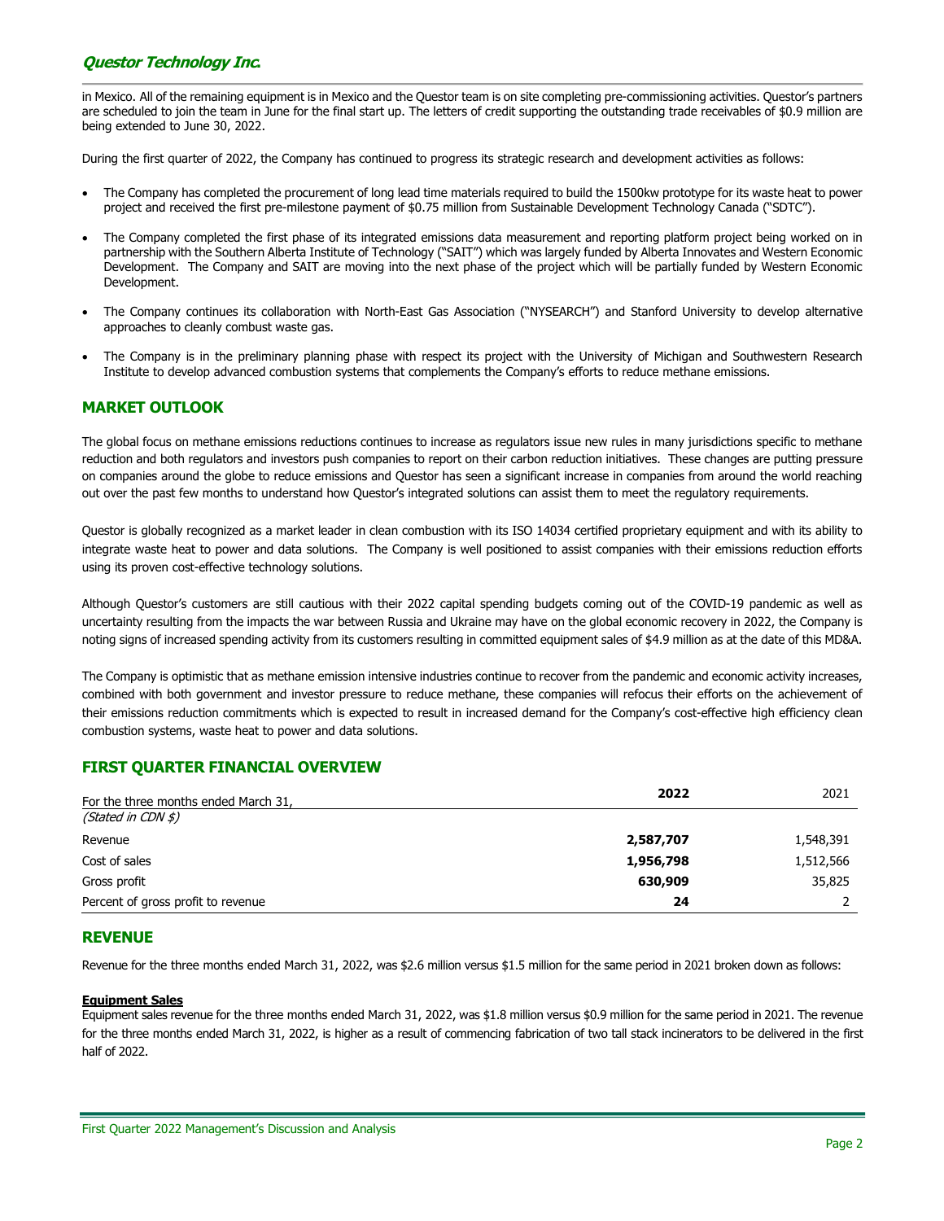in Mexico. All of the remaining equipment is in Mexico and the Questor team is on site completing pre-commissioning activities. Questor's partners are scheduled to join the team in June for the final start up. The letters of credit supporting the outstanding trade receivables of $0.9 million are being extended to June 30, 2022.

During the first quarter of 2022, the Company has continued to progress its strategic research and development activities as follows:

- The Company has completed the procurement of long lead time materials required to build the 1500kw prototype for its waste heat to power project and received the first pre-milestone payment of $0.75 million from Sustainable Development Technology Canada ("SDTC").
- The Company completed the first phase of its integrated emissions data measurement and reporting platform project being worked on in partnership with the Southern Alberta Institute of Technology ("SAIT") which was largely funded by Alberta Innovates and Western Economic Development. The Company and SAIT are moving into the next phase of the project which will be partially funded by Western Economic Development.
- The Company continues its collaboration with North-East Gas Association ("NYSEARCH") and Stanford University to develop alternative approaches to cleanly combust waste gas.
- The Company is in the preliminary planning phase with respect its project with the University of Michigan and Southwestern Research Institute to develop advanced combustion systems that complements the Company's efforts to reduce methane emissions.

## MARKET OUTLOOK

The global focus on methane emissions reductions continues to increase as regulators issue new rules in many jurisdictions specific to methane reduction and both regulators and investors push companies to report on their carbon reduction initiatives. These changes are putting pressure on companies around the globe to reduce emissions and Questor has seen a significant increase in companies from around the world reaching out over the past few months to understand how Questor's integrated solutions can assist them to meet the regulatory requirements.

Questor is globally recognized as a market leader in clean combustion with its ISO 14034 certified proprietary equipment and with its ability to integrate waste heat to power and data solutions. The Company is well positioned to assist companies with their emissions reduction efforts using its proven cost-effective technology solutions.

Although Questor's customers are still cautious with their 2022 capital spending budgets coming out of the COVID-19 pandemic as well as uncertainty resulting from the impacts the war between Russia and Ukraine may have on the global economic recovery in 2022, the Company is noting signs of increased spending activity from its customers resulting in committed equipment sales of $4.9 million as at the date of this MD&A.

The Company is optimistic that as methane emission intensive industries continue to recover from the pandemic and economic activity increases, combined with both government and investor pressure to reduce methane, these companies will refocus their efforts on the achievement of their emissions reduction commitments which is expected to result in increased demand for the Company's cost-effective high efficiency clean combustion systems, waste heat to power and data solutions.

## FIRST QUARTER FINANCIAL OVERVIEW

| For the three months ended March 31, | **2022** | 2021 |
|---|---|---|
| *(Stated in CDN $)* | | |
| Revenue | **2,587,707** | 1,548,391 |
| Cost of sales | **1,956,798** | 1,512,566 |
| Gross profit | **630,909** | 35,825 |
| Percent of gross profit to revenue | **24** | 2 |

## REVENUE

Revenue for the three months ended March 31, 2022, was $2.6 million versus $1.5 million for the same period in 2021 broken down as follows:

**Equipment Sales**

Equipment sales revenue for the three months ended March 31, 2022, was $1.8 million versus $0.9 million for the same period in 2021. The revenue for the three months ended March 31, 2022, is higher as a result of commencing fabrication of two tall stack incinerators to be delivered in the first half of 2022.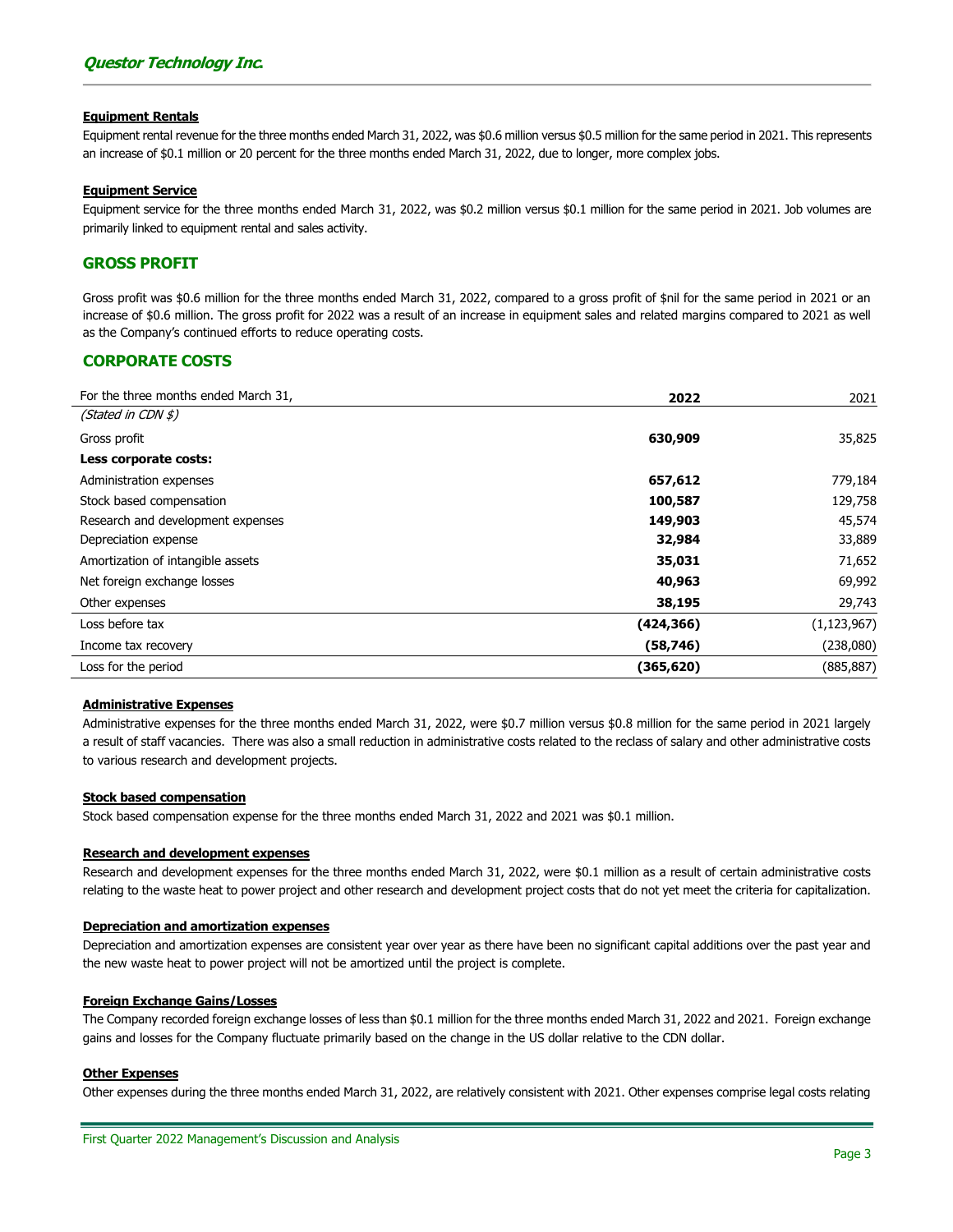#### Equipment Rentals

Equipment rental revenue for the three months ended March 31, 2022, was $0.6 million versus $0.5 million for the same period in 2021. This represents an increase of $0.1 million or 20 percent for the three months ended March 31, 2022, due to longer, more complex jobs.

#### Equipment Service

Equipment service for the three months ended March 31, 2022, was $0.2 million versus $0.1 million for the same period in 2021. Job volumes are primarily linked to equipment rental and sales activity.

## GROSS PROFIT

Gross profit was $0.6 million for the three months ended March 31, 2022, compared to a gross profit of $nil for the same period in 2021 or an increase of $0.6 million. The gross profit for 2022 was a result of an increase in equipment sales and related margins compared to 2021 as well as the Company's continued efforts to reduce operating costs.

## CORPORATE COSTS

| For the three months ended March 31, | **2022** | 2021 |
|---|---|---|
| *(Stated in CDN $)* | | |
| Gross profit | **630,909** | 35,825 |
| **Less corporate costs:** | | |
| Administration expenses | **657,612** | 779,184 |
| Stock based compensation | **100,587** | 129,758 |
| Research and development expenses | **149,903** | 45,574 |
| Depreciation expense | **32,984** | 33,889 |
| Amortization of intangible assets | **35,031** | 71,652 |
| Net foreign exchange losses | **40,963** | 69,992 |
| Other expenses | **38,195** | 29,743 |
| Loss before tax | **(424,366)** | (1,123,967) |
| Income tax recovery | **(58,746)** | (238,080) |
| Loss for the period | **(365,620)** | (885,887) |

#### Administrative Expenses

Administrative expenses for the three months ended March 31, 2022, were $0.7 million versus $0.8 million for the same period in 2021 largely a result of staff vacancies. There was also a small reduction in administrative costs related to the reclass of salary and other administrative costs to various research and development projects.

#### Stock based compensation

Stock based compensation expense for the three months ended March 31, 2022 and 2021 was $0.1 million.

#### Research and development expenses

Research and development expenses for the three months ended March 31, 2022, were $0.1 million as a result of certain administrative costs relating to the waste heat to power project and other research and development project costs that do not yet meet the criteria for capitalization.

#### Depreciation and amortization expenses

Depreciation and amortization expenses are consistent year over year as there have been no significant capital additions over the past year and the new waste heat to power project will not be amortized until the project is complete.

#### Foreign Exchange Gains/Losses

The Company recorded foreign exchange losses of less than $0.1 million for the three months ended March 31, 2022 and 2021. Foreign exchange gains and losses for the Company fluctuate primarily based on the change in the US dollar relative to the CDN dollar.

#### Other Expenses

Other expenses during the three months ended March 31, 2022, are relatively consistent with 2021. Other expenses comprise legal costs relating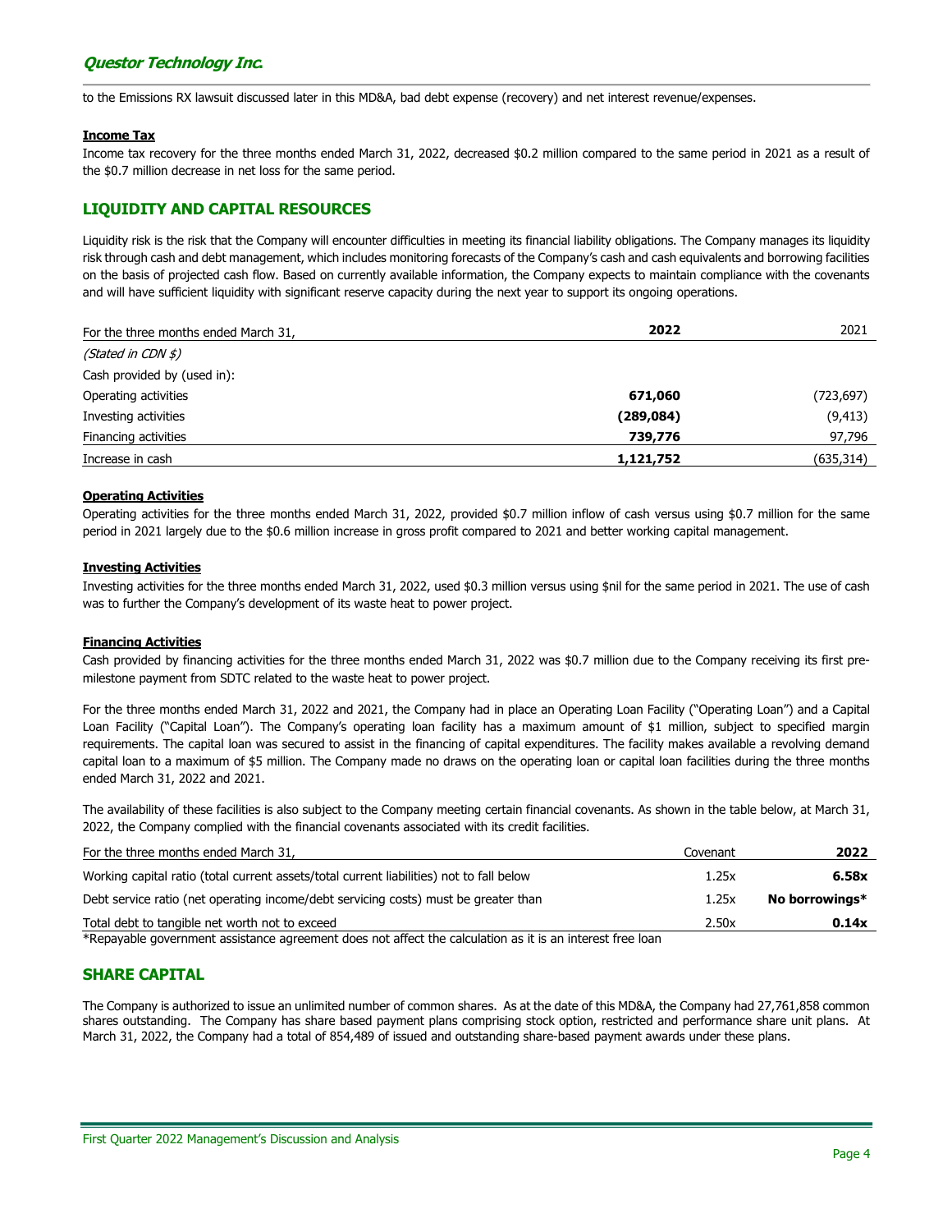to the Emissions RX lawsuit discussed later in this MD&A, bad debt expense (recovery) and net interest revenue/expenses.

**Income Tax**

Income tax recovery for the three months ended March 31, 2022, decreased $0.2 million compared to the same period in 2021 as a result of the $0.7 million decrease in net loss for the same period.

## LIQUIDITY AND CAPITAL RESOURCES

Liquidity risk is the risk that the Company will encounter difficulties in meeting its financial liability obligations. The Company manages its liquidity risk through cash and debt management, which includes monitoring forecasts of the Company's cash and cash equivalents and borrowing facilities on the basis of projected cash flow. Based on currently available information, the Company expects to maintain compliance with the covenants and will have sufficient liquidity with significant reserve capacity during the next year to support its ongoing operations.

| For the three months ended March 31, | **2022** | 2021 |
|---|---|---|
| *(Stated in CDN $)* | | |
| Cash provided by (used in): | | |
| Operating activities | **671,060** | (723,697) |
| Investing activities | **(289,084)** | (9,413) |
| Financing activities | **739,776** | 97,796 |
| Increase in cash | **1,121,752** | (635,314) |

**Operating Activities**

Operating activities for the three months ended March 31, 2022, provided $0.7 million inflow of cash versus using $0.7 million for the same period in 2021 largely due to the $0.6 million increase in gross profit compared to 2021 and better working capital management.

**Investing Activities**

Investing activities for the three months ended March 31, 2022, used $0.3 million versus using $nil for the same period in 2021. The use of cash was to further the Company's development of its waste heat to power project.

**Financing Activities**

Cash provided by financing activities for the three months ended March 31, 2022 was $0.7 million due to the Company receiving its first pre-milestone payment from SDTC related to the waste heat to power project.

For the three months ended March 31, 2022 and 2021, the Company had in place an Operating Loan Facility ("Operating Loan") and a Capital Loan Facility ("Capital Loan"). The Company's operating loan facility has a maximum amount of $1 million, subject to specified margin requirements. The capital loan was secured to assist in the financing of capital expenditures. The facility makes available a revolving demand capital loan to a maximum of $5 million. The Company made no draws on the operating loan or capital loan facilities during the three months ended March 31, 2022 and 2021.

The availability of these facilities is also subject to the Company meeting certain financial covenants. As shown in the table below, at March 31, 2022, the Company complied with the financial covenants associated with its credit facilities.

| For the three months ended March 31, | Covenant | **2022** |
|---|---|---|
| Working capital ratio (total current assets/total current liabilities) not to fall below | 1.25x | **6.58x** |
| Debt service ratio (net operating income/debt servicing costs) must be greater than | 1.25x | **No borrowings*** |
| Total debt to tangible net worth not to exceed | 2.50x | **0.14x** |

*Repayable government assistance agreement does not affect the calculation as it is an interest free loan

## SHARE CAPITAL

The Company is authorized to issue an unlimited number of common shares. As at the date of this MD&A, the Company had 27,761,858 common shares outstanding. The Company has share based payment plans comprising stock option, restricted and performance share unit plans. At March 31, 2022, the Company had a total of 854,489 of issued and outstanding share-based payment awards under these plans.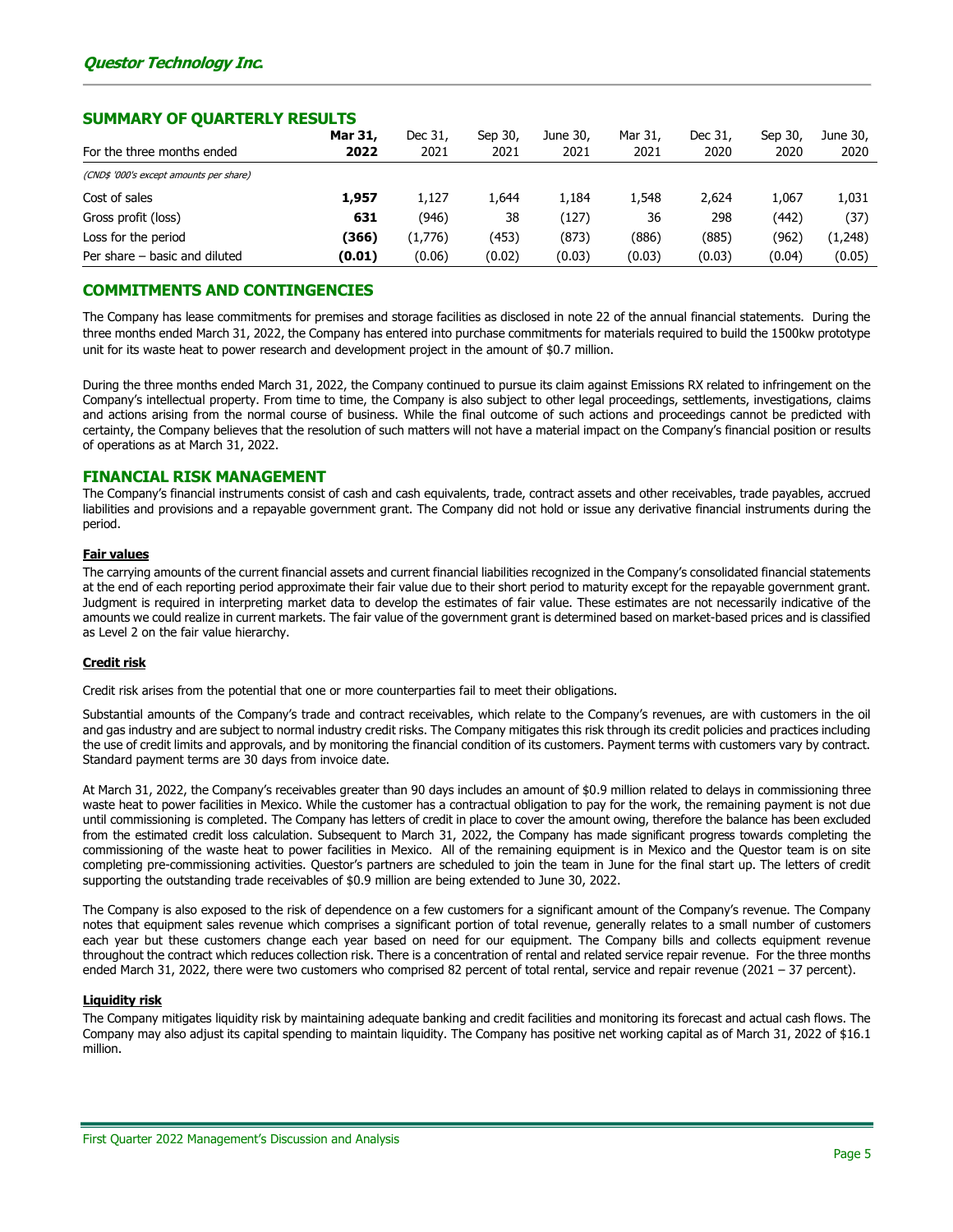## SUMMARY OF QUARTERLY RESULTS

| For the three months ended | **Mar 31, 2022** | Dec 31, 2021 | Sep 30, 2021 | June 30, 2021 | Mar 31, 2021 | Dec 31, 2020 | Sep 30, 2020 | June 30, 2020 |
|---|---|---|---|---|---|---|---|---|
| *(CND$ '000's except amounts per share)* | | | | | | | | |
| Cost of sales | **1,957** | 1,127 | 1,644 | 1,184 | 1,548 | 2,624 | 1,067 | 1,031 |
| Gross profit (loss) | **631** | (946) | 38 | (127) | 36 | 298 | (442) | (37) |
| Loss for the period | **(366)** | (1,776) | (453) | (873) | (886) | (885) | (962) | (1,248) |
| Per share – basic and diluted | **(0.01)** | (0.06) | (0.02) | (0.03) | (0.03) | (0.03) | (0.04) | (0.05) |

## COMMITMENTS AND CONTINGENCIES

The Company has lease commitments for premises and storage facilities as disclosed in note 22 of the annual financial statements. During the three months ended March 31, 2022, the Company has entered into purchase commitments for materials required to build the 1500kw prototype unit for its waste heat to power research and development project in the amount of $0.7 million.

During the three months ended March 31, 2022, the Company continued to pursue its claim against Emissions RX related to infringement on the Company's intellectual property. From time to time, the Company is also subject to other legal proceedings, settlements, investigations, claims and actions arising from the normal course of business. While the final outcome of such actions and proceedings cannot be predicted with certainty, the Company believes that the resolution of such matters will not have a material impact on the Company's financial position or results of operations as at March 31, 2022.

## FINANCIAL RISK MANAGEMENT

The Company's financial instruments consist of cash and cash equivalents, trade, contract assets and other receivables, trade payables, accrued liabilities and provisions and a repayable government grant. The Company did not hold or issue any derivative financial instruments during the period.

**Fair values**

The carrying amounts of the current financial assets and current financial liabilities recognized in the Company's consolidated financial statements at the end of each reporting period approximate their fair value due to their short period to maturity except for the repayable government grant. Judgment is required in interpreting market data to develop the estimates of fair value. These estimates are not necessarily indicative of the amounts we could realize in current markets. The fair value of the government grant is determined based on market-based prices and is classified as Level 2 on the fair value hierarchy.

**Credit risk**

Credit risk arises from the potential that one or more counterparties fail to meet their obligations.

Substantial amounts of the Company's trade and contract receivables, which relate to the Company's revenues, are with customers in the oil and gas industry and are subject to normal industry credit risks. The Company mitigates this risk through its credit policies and practices including the use of credit limits and approvals, and by monitoring the financial condition of its customers. Payment terms with customers vary by contract. Standard payment terms are 30 days from invoice date.

At March 31, 2022, the Company's receivables greater than 90 days includes an amount of $0.9 million related to delays in commissioning three waste heat to power facilities in Mexico. While the customer has a contractual obligation to pay for the work, the remaining payment is not due until commissioning is completed. The Company has letters of credit in place to cover the amount owing, therefore the balance has been excluded from the estimated credit loss calculation. Subsequent to March 31, 2022, the Company has made significant progress towards completing the commissioning of the waste heat to power facilities in Mexico. All of the remaining equipment is in Mexico and the Questor team is on site completing pre-commissioning activities. Questor's partners are scheduled to join the team in June for the final start up. The letters of credit supporting the outstanding trade receivables of $0.9 million are being extended to June 30, 2022.

The Company is also exposed to the risk of dependence on a few customers for a significant amount of the Company's revenue. The Company notes that equipment sales revenue which comprises a significant portion of total revenue, generally relates to a small number of customers each year but these customers change each year based on need for our equipment. The Company bills and collects equipment revenue throughout the contract which reduces collection risk. There is a concentration of rental and related service repair revenue. For the three months ended March 31, 2022, there were two customers who comprised 82 percent of total rental, service and repair revenue (2021 – 37 percent).

**Liquidity risk**

The Company mitigates liquidity risk by maintaining adequate banking and credit facilities and monitoring its forecast and actual cash flows. The Company may also adjust its capital spending to maintain liquidity. The Company has positive net working capital as of March 31, 2022 of $16.1 million.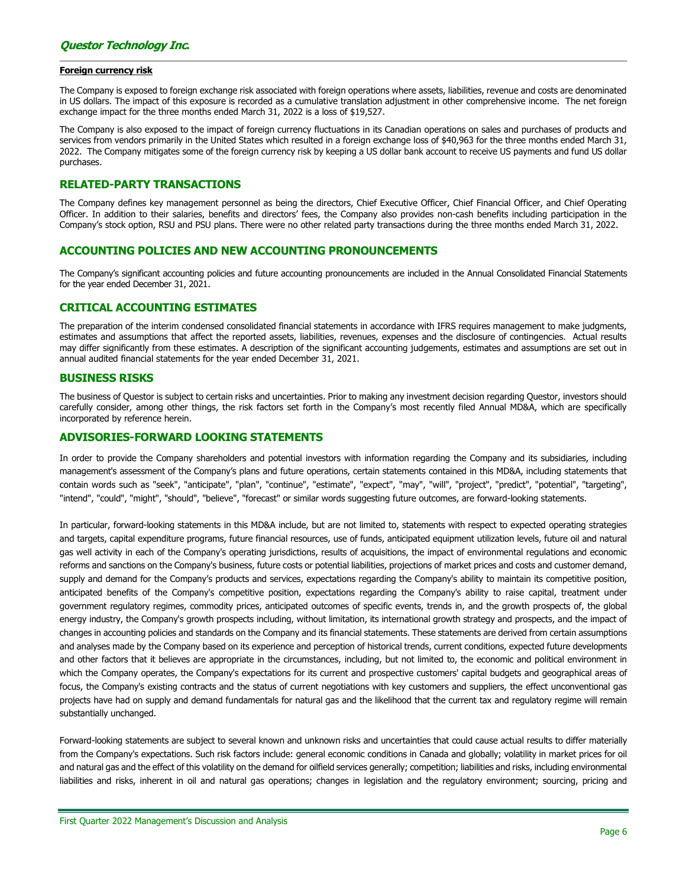**Foreign currency risk**

The Company is exposed to foreign exchange risk associated with foreign operations where assets, liabilities, revenue and costs are denominated in US dollars. The impact of this exposure is recorded as a cumulative translation adjustment in other comprehensive income. The net foreign exchange impact for the three months ended March 31, 2022 is a loss of $19,527.

The Company is also exposed to the impact of foreign currency fluctuations in its Canadian operations on sales and purchases of products and services from vendors primarily in the United States which resulted in a foreign exchange loss of $40,963 for the three months ended March 31, 2022. The Company mitigates some of the foreign currency risk by keeping a US dollar bank account to receive US payments and fund US dollar purchases.

## RELATED-PARTY TRANSACTIONS

The Company defines key management personnel as being the directors, Chief Executive Officer, Chief Financial Officer, and Chief Operating Officer. In addition to their salaries, benefits and directors' fees, the Company also provides non-cash benefits including participation in the Company's stock option, RSU and PSU plans. There were no other related party transactions during the three months ended March 31, 2022.

## ACCOUNTING POLICIES AND NEW ACCOUNTING PRONOUNCEMENTS

The Company's significant accounting policies and future accounting pronouncements are included in the Annual Consolidated Financial Statements for the year ended December 31, 2021.

## CRITICAL ACCOUNTING ESTIMATES

The preparation of the interim condensed consolidated financial statements in accordance with IFRS requires management to make judgments, estimates and assumptions that affect the reported assets, liabilities, revenues, expenses and the disclosure of contingencies. Actual results may differ significantly from these estimates. A description of the significant accounting judgements, estimates and assumptions are set out in annual audited financial statements for the year ended December 31, 2021.

## BUSINESS RISKS

The business of Questor is subject to certain risks and uncertainties. Prior to making any investment decision regarding Questor, investors should carefully consider, among other things, the risk factors set forth in the Company's most recently filed Annual MD&A, which are specifically incorporated by reference herein.

## ADVISORIES-FORWARD LOOKING STATEMENTS

In order to provide the Company shareholders and potential investors with information regarding the Company and its subsidiaries, including management's assessment of the Company's plans and future operations, certain statements contained in this MD&A, including statements that contain words such as "seek", "anticipate", "plan", "continue", "estimate", "expect", "may", "will", "project", "predict", "potential", "targeting", "intend", "could", "might", "should", "believe", "forecast" or similar words suggesting future outcomes, are forward-looking statements.

In particular, forward-looking statements in this MD&A include, but are not limited to, statements with respect to expected operating strategies and targets, capital expenditure programs, future financial resources, use of funds, anticipated equipment utilization levels, future oil and natural gas well activity in each of the Company's operating jurisdictions, results of acquisitions, the impact of environmental regulations and economic reforms and sanctions on the Company's business, future costs or potential liabilities, projections of market prices and costs and customer demand, supply and demand for the Company's products and services, expectations regarding the Company's ability to maintain its competitive position, anticipated benefits of the Company's competitive position, expectations regarding the Company's ability to raise capital, treatment under government regulatory regimes, commodity prices, anticipated outcomes of specific events, trends in, and the growth prospects of, the global energy industry, the Company's growth prospects including, without limitation, its international growth strategy and prospects, and the impact of changes in accounting policies and standards on the Company and its financial statements. These statements are derived from certain assumptions and analyses made by the Company based on its experience and perception of historical trends, current conditions, expected future developments and other factors that it believes are appropriate in the circumstances, including, but not limited to, the economic and political environment in which the Company operates, the Company's expectations for its current and prospective customers' capital budgets and geographical areas of focus, the Company's existing contracts and the status of current negotiations with key customers and suppliers, the effect unconventional gas projects have had on supply and demand fundamentals for natural gas and the likelihood that the current tax and regulatory regime will remain substantially unchanged.

Forward-looking statements are subject to several known and unknown risks and uncertainties that could cause actual results to differ materially from the Company's expectations. Such risk factors include: general economic conditions in Canada and globally; volatility in market prices for oil and natural gas and the effect of this volatility on the demand for oilfield services generally; competition; liabilities and risks, including environmental liabilities and risks, inherent in oil and natural gas operations; changes in legislation and the regulatory environment; sourcing, pricing and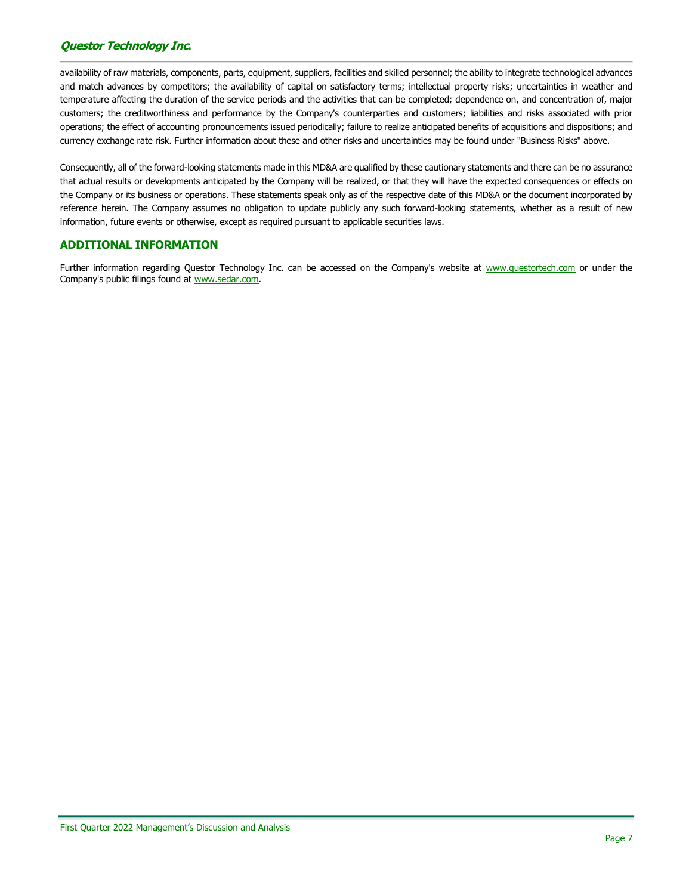availability of raw materials, components, parts, equipment, suppliers, facilities and skilled personnel; the ability to integrate technological advances and match advances by competitors; the availability of capital on satisfactory terms; intellectual property risks; uncertainties in weather and temperature affecting the duration of the service periods and the activities that can be completed; dependence on, and concentration of, major customers; the creditworthiness and performance by the Company's counterparties and customers; liabilities and risks associated with prior operations; the effect of accounting pronouncements issued periodically; failure to realize anticipated benefits of acquisitions and dispositions; and currency exchange rate risk. Further information about these and other risks and uncertainties may be found under "Business Risks" above.

Consequently, all of the forward-looking statements made in this MD&A are qualified by these cautionary statements and there can be no assurance that actual results or developments anticipated by the Company will be realized, or that they will have the expected consequences or effects on the Company or its business or operations. These statements speak only as of the respective date of this MD&A or the document incorporated by reference herein. The Company assumes no obligation to update publicly any such forward-looking statements, whether as a result of new information, future events or otherwise, except as required pursuant to applicable securities laws.

## ADDITIONAL INFORMATION

Further information regarding Questor Technology Inc. can be accessed on the Company's website at www.questortech.com or under the Company's public filings found at www.sedar.com.